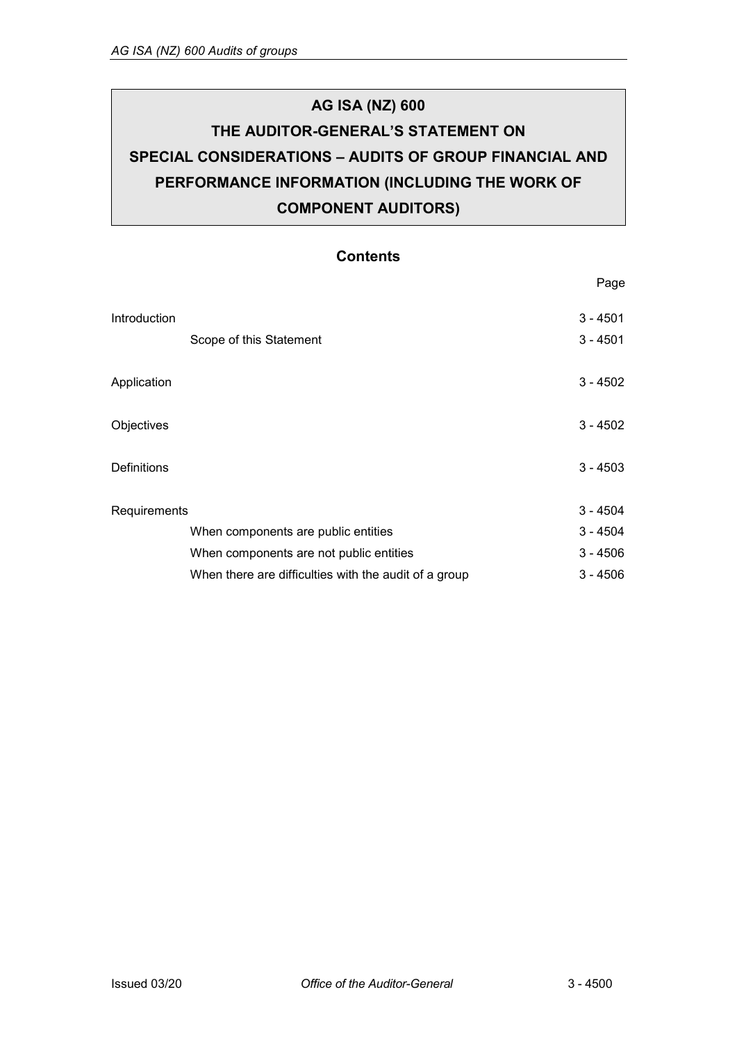# AG ISA (NZ) 600

# THE AUDITOR-GENERAL'S STATEMENT ON SPECIAL CONSIDERATIONS – AUDITS OF GROUP FINANCIAL AND PERFORMANCE INFORMATION (INCLUDING THE WORK OF COMPONENT AUDITORS)

## Contents

| | Page |
|---|---|
| Introduction | 3 - 4501 |
| Scope of this Statement | 3 - 4501 |
| Application | 3 - 4502 |
| Objectives | 3 - 4502 |
| Definitions | 3 - 4503 |
| Requirements | 3 - 4504 |
| When components are public entities | 3 - 4504 |
| When components are not public entities | 3 - 4506 |
| When there are difficulties with the audit of a group | 3 - 4506 |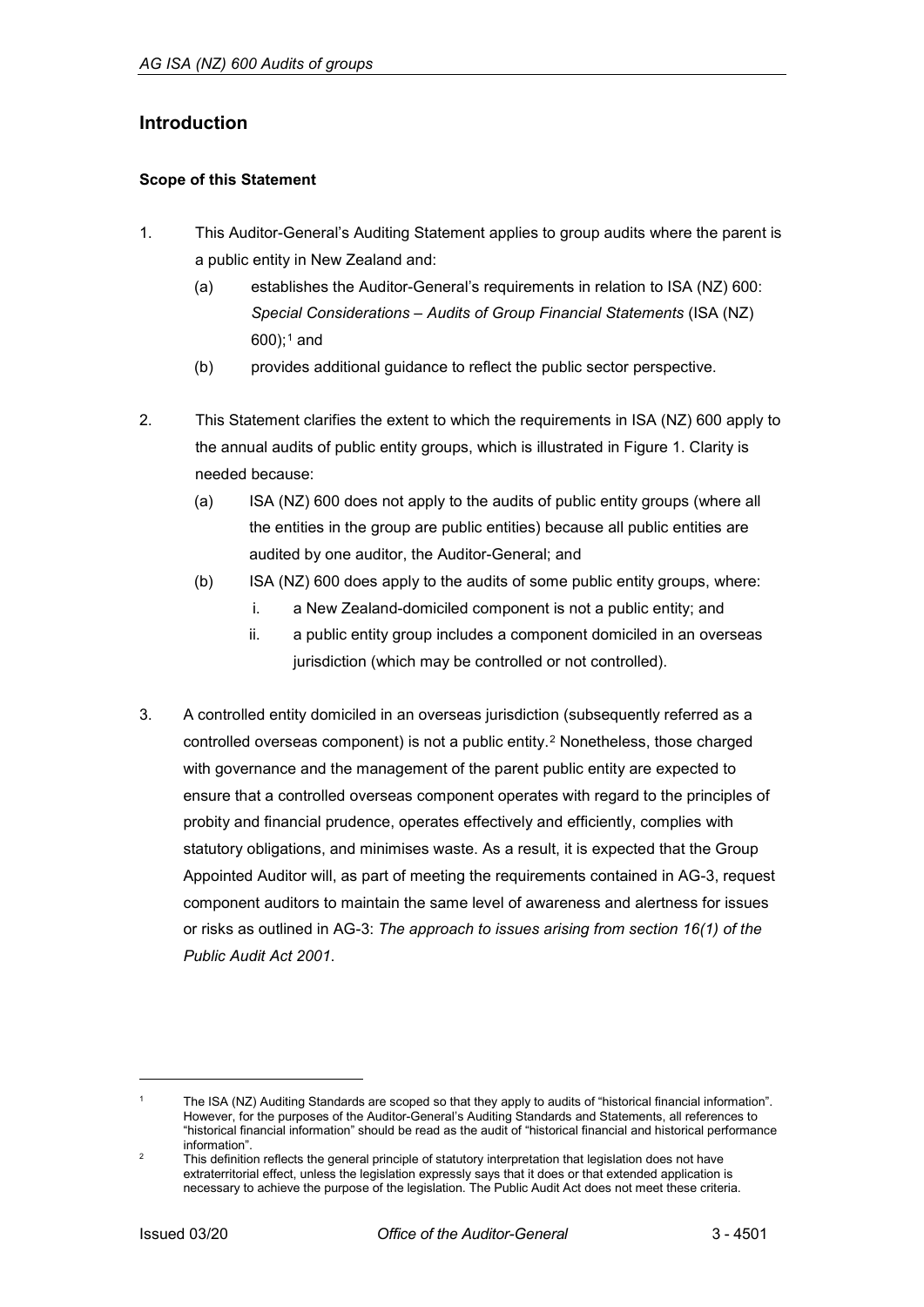## Introduction

### Scope of this Statement

1. This Auditor-General's Auditing Statement applies to group audits where the parent is a public entity in New Zealand and:

   (a) establishes the Auditor-General's requirements in relation to ISA (NZ) 600: *Special Considerations – Audits of Group Financial Statements* (ISA (NZ) 600);[1] and

   (b) provides additional guidance to reflect the public sector perspective.

2. This Statement clarifies the extent to which the requirements in ISA (NZ) 600 apply to the annual audits of public entity groups, which is illustrated in Figure 1. Clarity is needed because:

   (a) ISA (NZ) 600 does not apply to the audits of public entity groups (where all the entities in the group are public entities) because all public entities are audited by one auditor, the Auditor-General; and

   (b) ISA (NZ) 600 does apply to the audits of some public entity groups, where:

      i. a New Zealand-domiciled component is not a public entity; and

      ii. a public entity group includes a component domiciled in an overseas jurisdiction (which may be controlled or not controlled).

3. A controlled entity domiciled in an overseas jurisdiction (subsequently referred as a controlled overseas component) is not a public entity.[2] Nonetheless, those charged with governance and the management of the parent public entity are expected to ensure that a controlled overseas component operates with regard to the principles of probity and financial prudence, operates effectively and efficiently, complies with statutory obligations, and minimises waste. As a result, it is expected that the Group Appointed Auditor will, as part of meeting the requirements contained in AG-3, request component auditors to maintain the same level of awareness and alertness for issues or risks as outlined in AG-3: *The approach to issues arising from section 16(1) of the Public Audit Act 2001*.

---

[1] The ISA (NZ) Auditing Standards are scoped so that they apply to audits of "historical financial information". However, for the purposes of the Auditor-General's Auditing Standards and Statements, all references to "historical financial information" should be read as the audit of "historical financial and historical performance information".

[2] This definition reflects the general principle of statutory interpretation that legislation does not have extraterritorial effect, unless the legislation expressly says that it does or that extended application is necessary to achieve the purpose of the legislation. The Public Audit Act does not meet these criteria.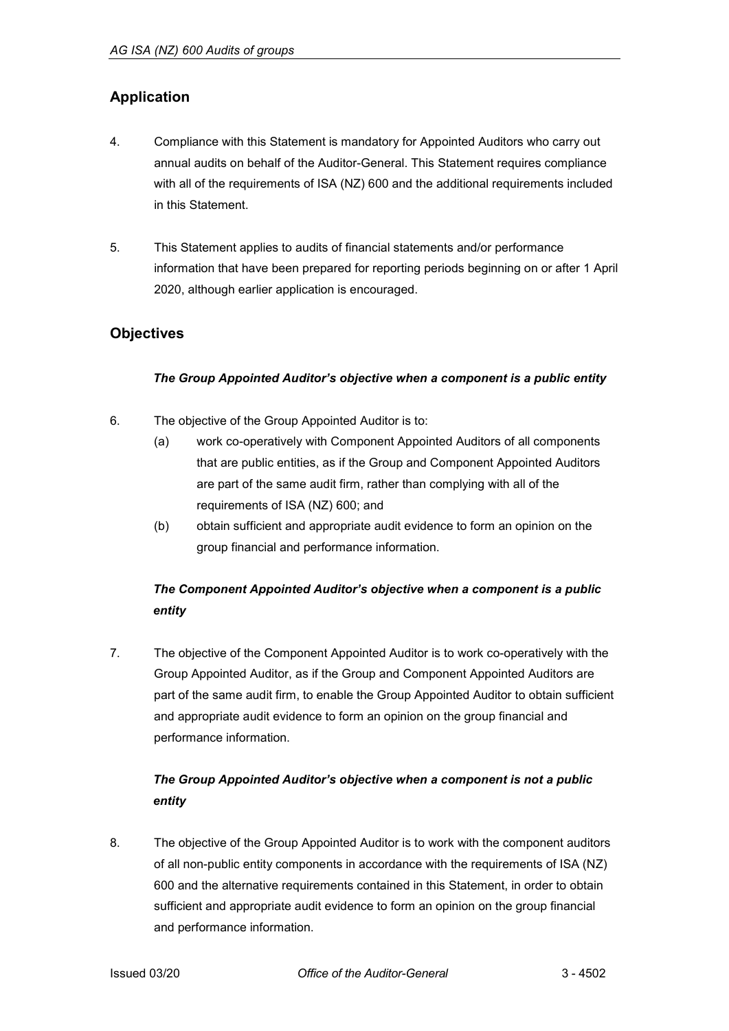## Application

4. Compliance with this Statement is mandatory for Appointed Auditors who carry out annual audits on behalf of the Auditor-General. This Statement requires compliance with all of the requirements of ISA (NZ) 600 and the additional requirements included in this Statement.

5. This Statement applies to audits of financial statements and/or performance information that have been prepared for reporting periods beginning on or after 1 April 2020, although earlier application is encouraged.

## Objectives

### *The Group Appointed Auditor's objective when a component is a public entity*

6. The objective of the Group Appointed Auditor is to:
   (a) work co-operatively with Component Appointed Auditors of all components that are public entities, as if the Group and Component Appointed Auditors are part of the same audit firm, rather than complying with all of the requirements of ISA (NZ) 600; and
   (b) obtain sufficient and appropriate audit evidence to form an opinion on the group financial and performance information.

### *The Component Appointed Auditor's objective when a component is a public entity*

7. The objective of the Component Appointed Auditor is to work co-operatively with the Group Appointed Auditor, as if the Group and Component Appointed Auditors are part of the same audit firm, to enable the Group Appointed Auditor to obtain sufficient and appropriate audit evidence to form an opinion on the group financial and performance information.

### *The Group Appointed Auditor's objective when a component is not a public entity*

8. The objective of the Group Appointed Auditor is to work with the component auditors of all non-public entity components in accordance with the requirements of ISA (NZ) 600 and the alternative requirements contained in this Statement, in order to obtain sufficient and appropriate audit evidence to form an opinion on the group financial and performance information.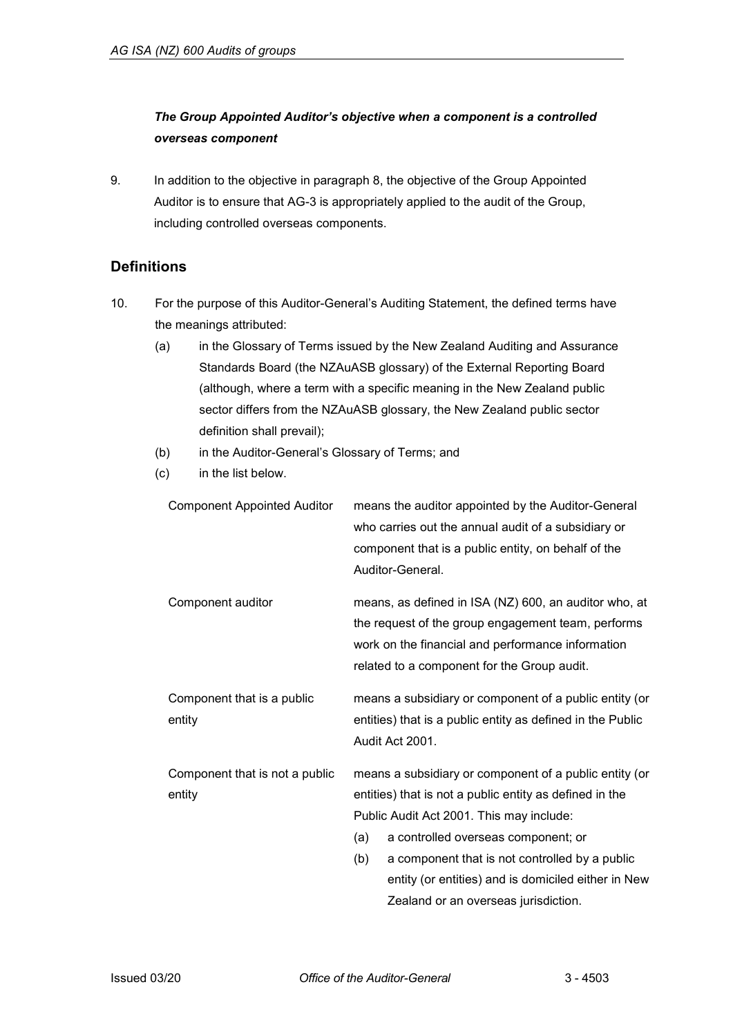### *The Group Appointed Auditor's objective when a component is a controlled overseas component*

9. In addition to the objective in paragraph 8, the objective of the Group Appointed Auditor is to ensure that AG-3 is appropriately applied to the audit of the Group, including controlled overseas components.

## Definitions

10. For the purpose of this Auditor-General's Auditing Statement, the defined terms have the meanings attributed:

    (a) in the Glossary of Terms issued by the New Zealand Auditing and Assurance Standards Board (the NZAuASB glossary) of the External Reporting Board (although, where a term with a specific meaning in the New Zealand public sector differs from the NZAuASB glossary, the New Zealand public sector definition shall prevail);

    (b) in the Auditor-General's Glossary of Terms; and

    (c) in the list below.

| | |
|---|---|
| Component Appointed Auditor | means the auditor appointed by the Auditor-General who carries out the annual audit of a subsidiary or component that is a public entity, on behalf of the Auditor-General. |
| Component auditor | means, as defined in ISA (NZ) 600, an auditor who, at the request of the group engagement team, performs work on the financial and performance information related to a component for the Group audit. |
| Component that is a public entity | means a subsidiary or component of a public entity (or entities) that is a public entity as defined in the Public Audit Act 2001. |
| Component that is not a public entity | means a subsidiary or component of a public entity (or entities) that is not a public entity as defined in the Public Audit Act 2001. This may include: (a) a controlled overseas component; or (b) a component that is not controlled by a public entity (or entities) and is domiciled either in New Zealand or an overseas jurisdiction. |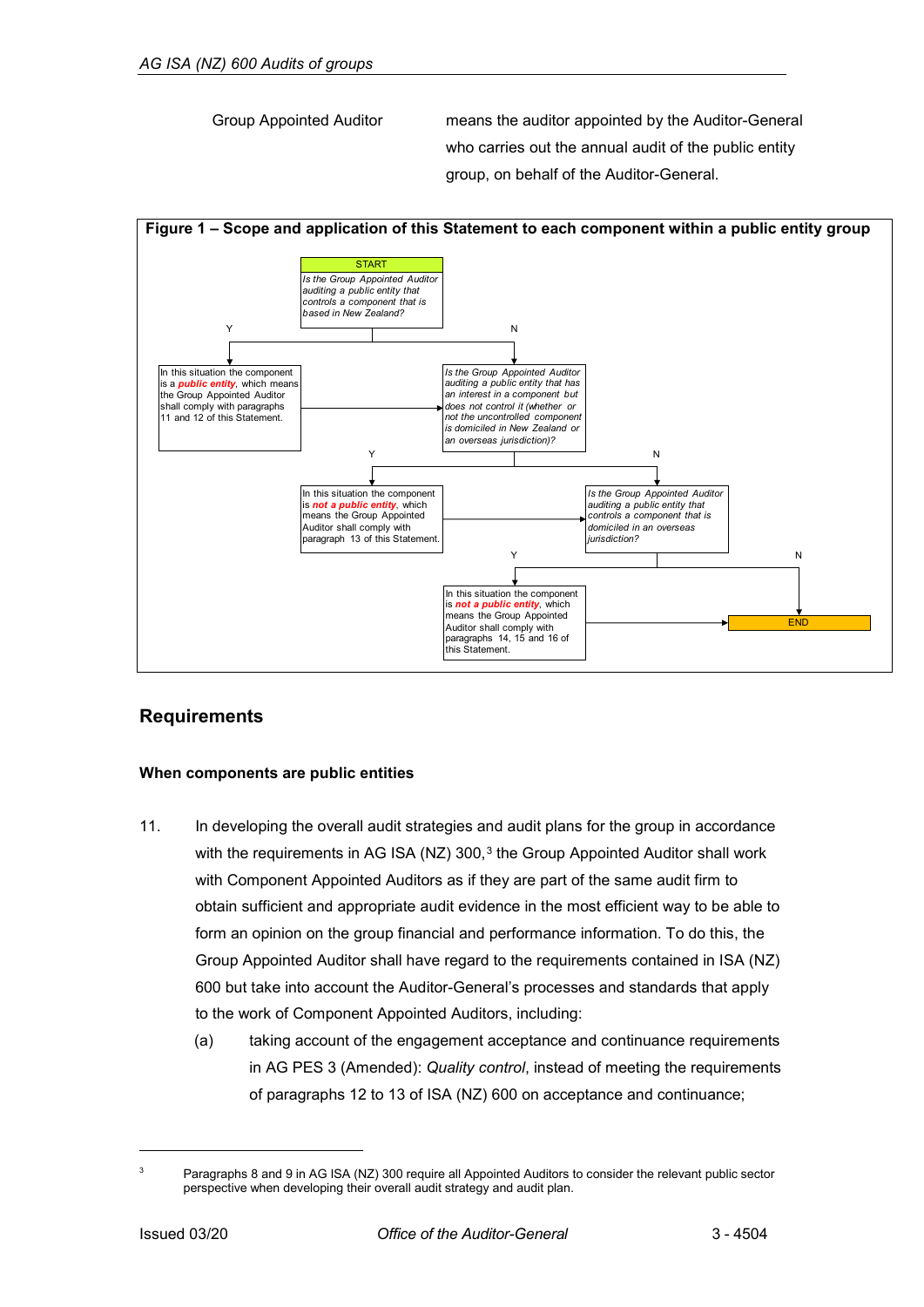Group Appointed Auditor — means the auditor appointed by the Auditor-General who carries out the annual audit of the public entity group, on behalf of the Auditor-General.

**Figure 1 – Scope and application of this Statement to each component within a public entity group**

START

*Is the Group Appointed Auditor auditing a public entity that controls a component that is based in New Zealand?*

Y → In this situation the component is a ***public entity***, which means the Group Appointed Auditor shall comply with paragraphs 11 and 12 of this Statement.

N → *Is the Group Appointed Auditor auditing a public entity that has an interest in a component but does not control it (whether or not the uncontrolled component is domiciled in New Zealand or an overseas jurisdiction)?*

Y → In this situation the component is ***not a public entity***, which means the Group Appointed Auditor shall comply with paragraph 13 of this Statement.

N → *Is the Group Appointed Auditor auditing a public entity that controls a component that is domiciled in an overseas jurisdiction?*

Y → In this situation the component is ***not a public entity***, which means the Group Appointed Auditor shall comply with paragraphs 14, 15 and 16 of this Statement.

N → END

## Requirements

### When components are public entities

11. In developing the overall audit strategies and audit plans for the group in accordance with the requirements in AG ISA (NZ) 300,[3] the Group Appointed Auditor shall work with Component Appointed Auditors as if they are part of the same audit firm to obtain sufficient and appropriate audit evidence in the most efficient way to be able to form an opinion on the group financial and performance information. To do this, the Group Appointed Auditor shall have regard to the requirements contained in ISA (NZ) 600 but take into account the Auditor-General's processes and standards that apply to the work of Component Appointed Auditors, including:

    (a) taking account of the engagement acceptance and continuance requirements in AG PES 3 (Amended): *Quality control*, instead of meeting the requirements of paragraphs 12 to 13 of ISA (NZ) 600 on acceptance and continuance;

[3] Paragraphs 8 and 9 in AG ISA (NZ) 300 require all Appointed Auditors to consider the relevant public sector perspective when developing their overall audit strategy and audit plan.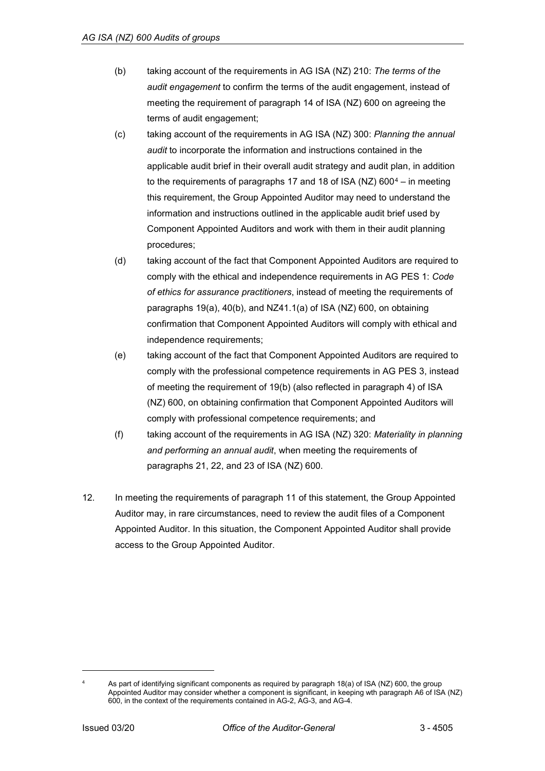(b) taking account of the requirements in AG ISA (NZ) 210: *The terms of the audit engagement* to confirm the terms of the audit engagement, instead of meeting the requirement of paragraph 14 of ISA (NZ) 600 on agreeing the terms of audit engagement;

(c) taking account of the requirements in AG ISA (NZ) 300: *Planning the annual audit* to incorporate the information and instructions contained in the applicable audit brief in their overall audit strategy and audit plan, in addition to the requirements of paragraphs 17 and 18 of ISA (NZ) 600[4] – in meeting this requirement, the Group Appointed Auditor may need to understand the information and instructions outlined in the applicable audit brief used by Component Appointed Auditors and work with them in their audit planning procedures;

(d) taking account of the fact that Component Appointed Auditors are required to comply with the ethical and independence requirements in AG PES 1: *Code of ethics for assurance practitioners*, instead of meeting the requirements of paragraphs 19(a), 40(b), and NZ41.1(a) of ISA (NZ) 600, on obtaining confirmation that Component Appointed Auditors will comply with ethical and independence requirements;

(e) taking account of the fact that Component Appointed Auditors are required to comply with the professional competence requirements in AG PES 3, instead of meeting the requirement of 19(b) (also reflected in paragraph 4) of ISA (NZ) 600, on obtaining confirmation that Component Appointed Auditors will comply with professional competence requirements; and

(f) taking account of the requirements in AG ISA (NZ) 320: *Materiality in planning and performing an annual audit*, when meeting the requirements of paragraphs 21, 22, and 23 of ISA (NZ) 600.

12. In meeting the requirements of paragraph 11 of this statement, the Group Appointed Auditor may, in rare circumstances, need to review the audit files of a Component Appointed Auditor. In this situation, the Component Appointed Auditor shall provide access to the Group Appointed Auditor.

---

[4] As part of identifying significant components as required by paragraph 18(a) of ISA (NZ) 600, the group Appointed Auditor may consider whether a component is significant, in keeping wth paragraph A6 of ISA (NZ) 600, in the context of the requirements contained in AG-2, AG-3, and AG-4.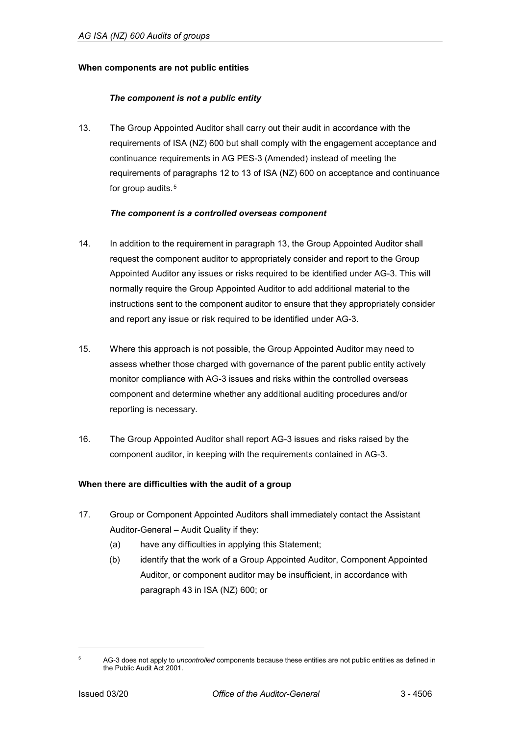**When components are not public entities**

***The component is not a public entity***

13. The Group Appointed Auditor shall carry out their audit in accordance with the requirements of ISA (NZ) 600 but shall comply with the engagement acceptance and continuance requirements in AG PES-3 (Amended) instead of meeting the requirements of paragraphs 12 to 13 of ISA (NZ) 600 on acceptance and continuance for group audits.[5]

***The component is a controlled overseas component***

14. In addition to the requirement in paragraph 13, the Group Appointed Auditor shall request the component auditor to appropriately consider and report to the Group Appointed Auditor any issues or risks required to be identified under AG-3. This will normally require the Group Appointed Auditor to add additional material to the instructions sent to the component auditor to ensure that they appropriately consider and report any issue or risk required to be identified under AG-3.

15. Where this approach is not possible, the Group Appointed Auditor may need to assess whether those charged with governance of the parent public entity actively monitor compliance with AG-3 issues and risks within the controlled overseas component and determine whether any additional auditing procedures and/or reporting is necessary.

16. The Group Appointed Auditor shall report AG-3 issues and risks raised by the component auditor, in keeping with the requirements contained in AG-3.

**When there are difficulties with the audit of a group**

17. Group or Component Appointed Auditors shall immediately contact the Assistant Auditor-General – Audit Quality if they:
    (a) have any difficulties in applying this Statement;
    (b) identify that the work of a Group Appointed Auditor, Component Appointed Auditor, or component auditor may be insufficient, in accordance with paragraph 43 in ISA (NZ) 600; or

---

[5] AG-3 does not apply to *uncontrolled* components because these entities are not public entities as defined in the Public Audit Act 2001.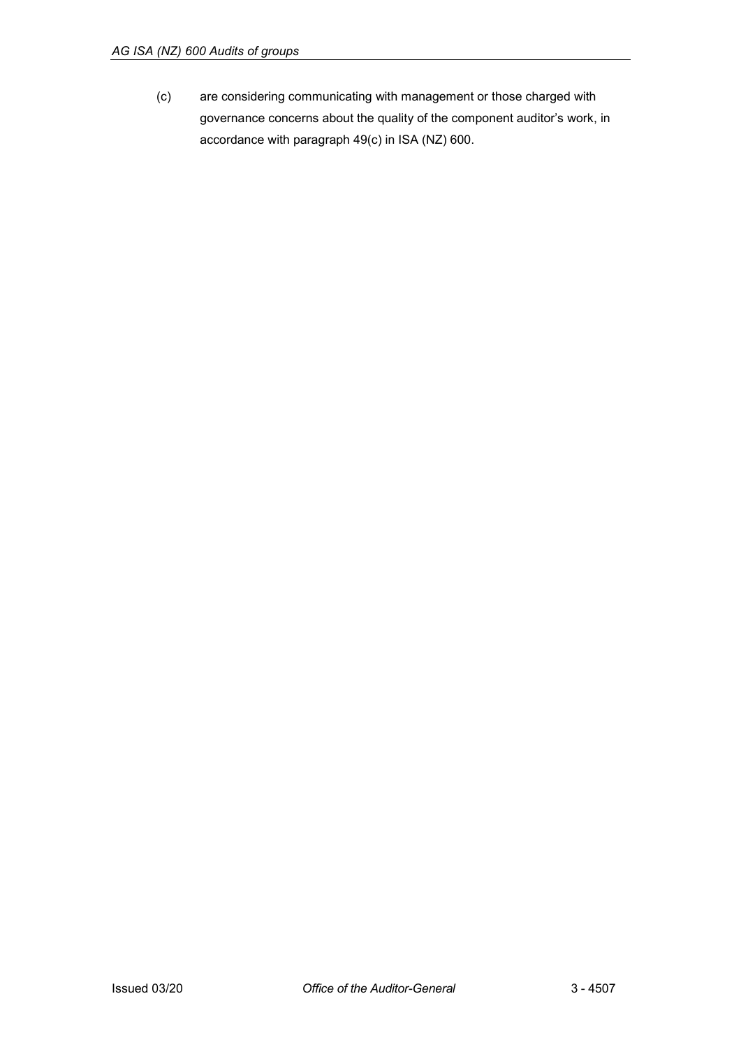(c) are considering communicating with management or those charged with governance concerns about the quality of the component auditor's work, in accordance with paragraph 49(c) in ISA (NZ) 600.